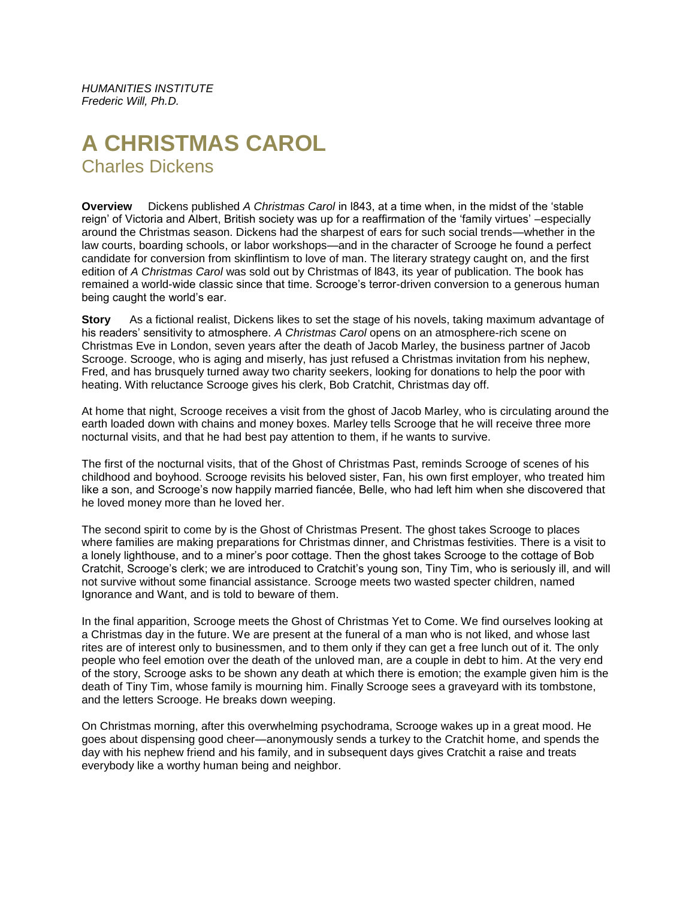*HUMANITIES INSTITUTE*
*Frederic Will, Ph.D.*

# A CHRISTMAS CAROL

## Charles Dickens

**Overview** Dickens published *A Christmas Carol* in l843, at a time when, in the midst of the 'stable reign' of Victoria and Albert, British society was up for a reaffirmation of the 'family virtues' –especially around the Christmas season. Dickens had the sharpest of ears for such social trends—whether in the law courts, boarding schools, or labor workshops—and in the character of Scrooge he found a perfect candidate for conversion from skinflintism to love of man. The literary strategy caught on, and the first edition of *A Christmas Carol* was sold out by Christmas of l843, its year of publication. The book has remained a world-wide classic since that time. Scrooge's terror-driven conversion to a generous human being caught the world's ear.

**Story** As a fictional realist, Dickens likes to set the stage of his novels, taking maximum advantage of his readers' sensitivity to atmosphere. *A Christmas Carol* opens on an atmosphere-rich scene on Christmas Eve in London, seven years after the death of Jacob Marley, the business partner of Jacob Scrooge. Scrooge, who is aging and miserly, has just refused a Christmas invitation from his nephew, Fred, and has brusquely turned away two charity seekers, looking for donations to help the poor with heating. With reluctance Scrooge gives his clerk, Bob Cratchit, Christmas day off.

At home that night, Scrooge receives a visit from the ghost of Jacob Marley, who is circulating around the earth loaded down with chains and money boxes. Marley tells Scrooge that he will receive three more nocturnal visits, and that he had best pay attention to them, if he wants to survive.

The first of the nocturnal visits, that of the Ghost of Christmas Past, reminds Scrooge of scenes of his childhood and boyhood. Scrooge revisits his beloved sister, Fan, his own first employer, who treated him like a son, and Scrooge's now happily married fiancée, Belle, who had left him when she discovered that he loved money more than he loved her.

The second spirit to come by is the Ghost of Christmas Present. The ghost takes Scrooge to places where families are making preparations for Christmas dinner, and Christmas festivities. There is a visit to a lonely lighthouse, and to a miner's poor cottage. Then the ghost takes Scrooge to the cottage of Bob Cratchit, Scrooge's clerk; we are introduced to Cratchit's young son, Tiny Tim, who is seriously ill, and will not survive without some financial assistance. Scrooge meets two wasted specter children, named Ignorance and Want, and is told to beware of them.

In the final apparition, Scrooge meets the Ghost of Christmas Yet to Come. We find ourselves looking at a Christmas day in the future. We are present at the funeral of a man who is not liked, and whose last rites are of interest only to businessmen, and to them only if they can get a free lunch out of it. The only people who feel emotion over the death of the unloved man, are a couple in debt to him. At the very end of the story, Scrooge asks to be shown any death at which there is emotion; the example given him is the death of Tiny Tim, whose family is mourning him. Finally Scrooge sees a graveyard with its tombstone, and the letters Scrooge. He breaks down weeping.

On Christmas morning, after this overwhelming psychodrama, Scrooge wakes up in a great mood. He goes about dispensing good cheer—anonymously sends a turkey to the Cratchit home, and spends the day with his nephew friend and his family, and in subsequent days gives Cratchit a raise and treats everybody like a worthy human being and neighbor.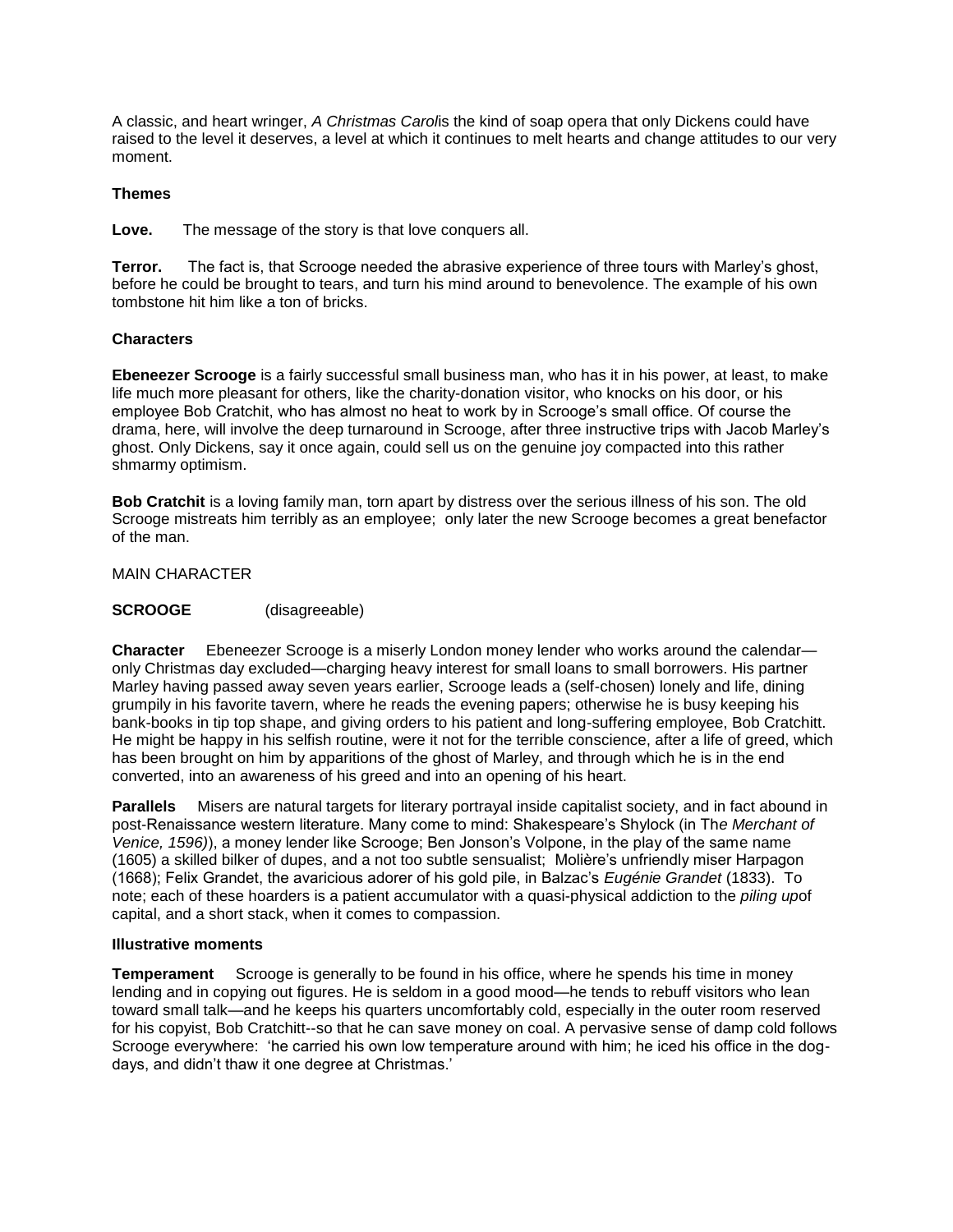A classic, and heart wringer, *A Christmas Carol*is the kind of soap opera that only Dickens could have raised to the level it deserves, a level at which it continues to melt hearts and change attitudes to our very moment.

**Themes**

**Love.** The message of the story is that love conquers all.

**Terror.** The fact is, that Scrooge needed the abrasive experience of three tours with Marley's ghost, before he could be brought to tears, and turn his mind around to benevolence. The example of his own tombstone hit him like a ton of bricks.

**Characters**

**Ebeneezer Scrooge** is a fairly successful small business man, who has it in his power, at least, to make life much more pleasant for others, like the charity-donation visitor, who knocks on his door, or his employee Bob Cratchit, who has almost no heat to work by in Scrooge's small office. Of course the drama, here, will involve the deep turnaround in Scrooge, after three instructive trips with Jacob Marley's ghost. Only Dickens, say it once again, could sell us on the genuine joy compacted into this rather shmarmy optimism.

**Bob Cratchit** is a loving family man, torn apart by distress over the serious illness of his son. The old Scrooge mistreats him terribly as an employee; only later the new Scrooge becomes a great benefactor of the man.

MAIN CHARACTER

**SCROOGE** (disagreeable)

**Character** Ebeneezer Scrooge is a miserly London money lender who works around the calendar—only Christmas day excluded—charging heavy interest for small loans to small borrowers. His partner Marley having passed away seven years earlier, Scrooge leads a (self-chosen) lonely and life, dining grumpily in his favorite tavern, where he reads the evening papers; otherwise he is busy keeping his bank-books in tip top shape, and giving orders to his patient and long-suffering employee, Bob Cratchitt. He might be happy in his selfish routine, were it not for the terrible conscience, after a life of greed, which has been brought on him by apparitions of the ghost of Marley, and through which he is in the end converted, into an awareness of his greed and into an opening of his heart.

**Parallels** Misers are natural targets for literary portrayal inside capitalist society, and in fact abound in post-Renaissance western literature. Many come to mind: Shakespeare's Shylock (in Th*e Merchant of Venice, 1596)*), a money lender like Scrooge; Ben Jonson's Volpone, in the play of the same name (1605) a skilled bilker of dupes, and a not too subtle sensualist; Molière's unfriendly miser Harpagon (1668); Felix Grandet, the avaricious adorer of his gold pile, in Balzac's *Eugénie Grandet* (1833). To note; each of these hoarders is a patient accumulator with a quasi-physical addiction to the *piling up*of capital, and a short stack, when it comes to compassion.

**Illustrative moments**

**Temperament** Scrooge is generally to be found in his office, where he spends his time in money lending and in copying out figures. He is seldom in a good mood—he tends to rebuff visitors who lean toward small talk—and he keeps his quarters uncomfortably cold, especially in the outer room reserved for his copyist, Bob Cratchitt--so that he can save money on coal. A pervasive sense of damp cold follows Scrooge everywhere: 'he carried his own low temperature around with him; he iced his office in the dog-days, and didn't thaw it one degree at Christmas.'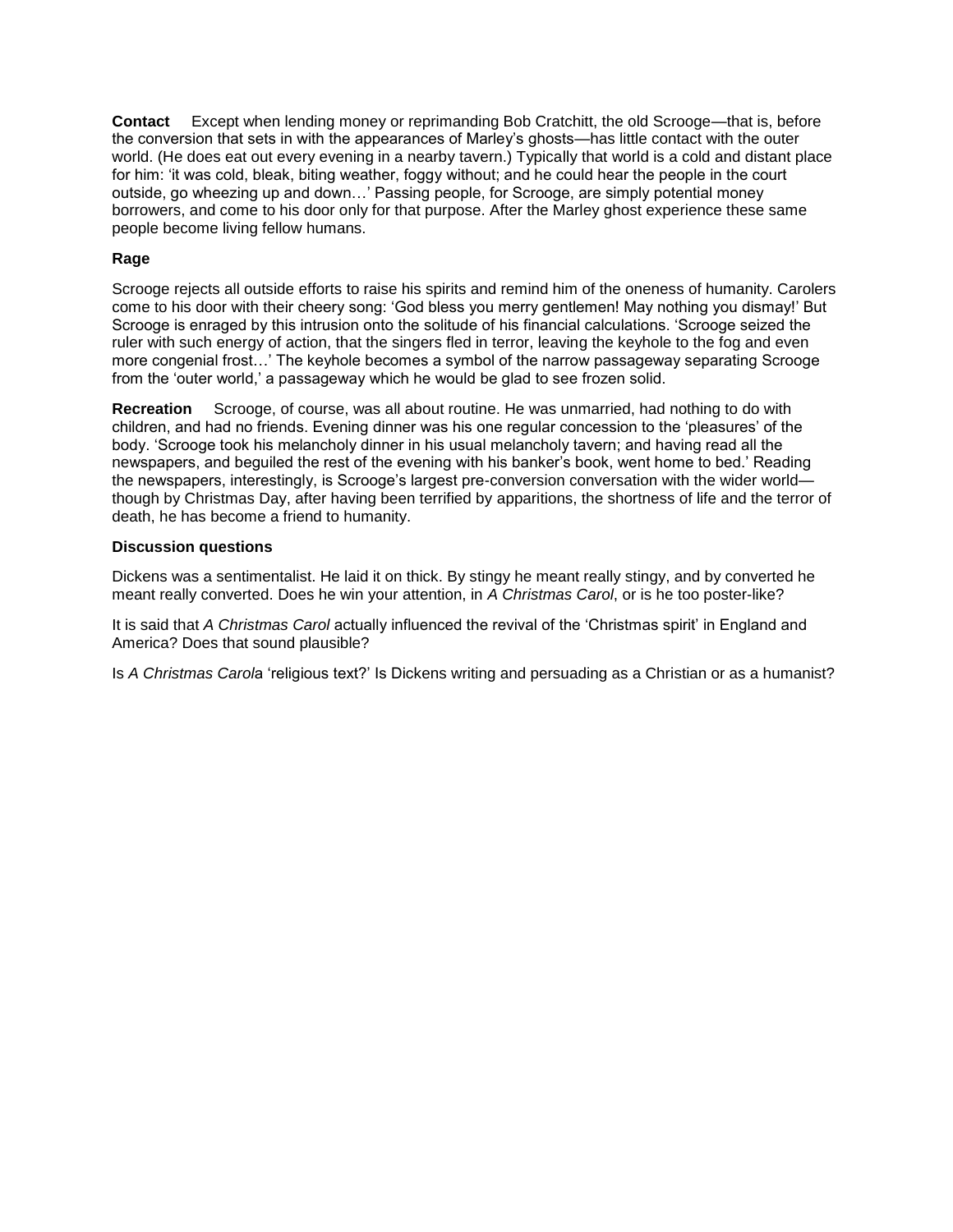**Contact** Except when lending money or reprimanding Bob Cratchitt, the old Scrooge—that is, before the conversion that sets in with the appearances of Marley's ghosts—has little contact with the outer world. (He does eat out every evening in a nearby tavern.) Typically that world is a cold and distant place for him: 'it was cold, bleak, biting weather, foggy without; and he could hear the people in the court outside, go wheezing up and down…' Passing people, for Scrooge, are simply potential money borrowers, and come to his door only for that purpose. After the Marley ghost experience these same people become living fellow humans.

**Rage**

Scrooge rejects all outside efforts to raise his spirits and remind him of the oneness of humanity. Carolers come to his door with their cheery song: 'God bless you merry gentlemen! May nothing you dismay!' But Scrooge is enraged by this intrusion onto the solitude of his financial calculations. 'Scrooge seized the ruler with such energy of action, that the singers fled in terror, leaving the keyhole to the fog and even more congenial frost…' The keyhole becomes a symbol of the narrow passageway separating Scrooge from the 'outer world,' a passageway which he would be glad to see frozen solid.

**Recreation** Scrooge, of course, was all about routine. He was unmarried, had nothing to do with children, and had no friends. Evening dinner was his one regular concession to the 'pleasures' of the body. 'Scrooge took his melancholy dinner in his usual melancholy tavern; and having read all the newspapers, and beguiled the rest of the evening with his banker's book, went home to bed.' Reading the newspapers, interestingly, is Scrooge's largest pre-conversion conversation with the wider world—though by Christmas Day, after having been terrified by apparitions, the shortness of life and the terror of death, he has become a friend to humanity.

**Discussion questions**

Dickens was a sentimentalist. He laid it on thick. By stingy he meant really stingy, and by converted he meant really converted. Does he win your attention, in *A Christmas Carol*, or is he too poster-like?

It is said that *A Christmas Carol* actually influenced the revival of the 'Christmas spirit' in England and America? Does that sound plausible?

Is *A Christmas Carol*a 'religious text?' Is Dickens writing and persuading as a Christian or as a humanist?